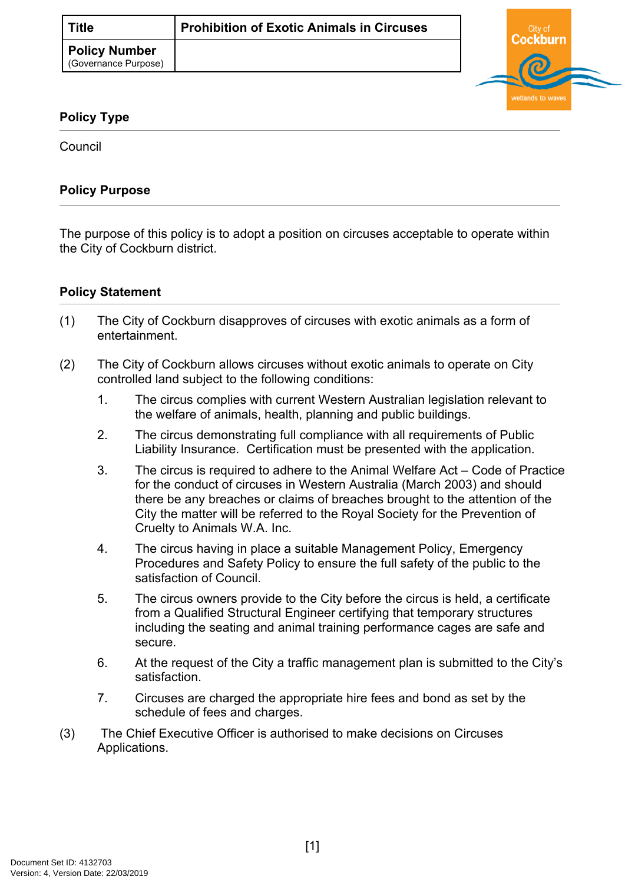| Title | Prohibition of Exotic Animals in Circuses |
| --- | --- |
| **Policy Number** (Governance Purpose) | |

## Policy Type

Council

## Policy Purpose

The purpose of this policy is to adopt a position on circuses acceptable to operate within the City of Cockburn district.

## Policy Statement

(1) The City of Cockburn disapproves of circuses with exotic animals as a form of entertainment.

(2) The City of Cockburn allows circuses without exotic animals to operate on City controlled land subject to the following conditions:

1. The circus complies with current Western Australian legislation relevant to the welfare of animals, health, planning and public buildings.
2. The circus demonstrating full compliance with all requirements of Public Liability Insurance. Certification must be presented with the application.
3. The circus is required to adhere to the Animal Welfare Act – Code of Practice for the conduct of circuses in Western Australia (March 2003) and should there be any breaches or claims of breaches brought to the attention of the City the matter will be referred to the Royal Society for the Prevention of Cruelty to Animals W.A. Inc.
4. The circus having in place a suitable Management Policy, Emergency Procedures and Safety Policy to ensure the full safety of the public to the satisfaction of Council.
5. The circus owners provide to the City before the circus is held, a certificate from a Qualified Structural Engineer certifying that temporary structures including the seating and animal training performance cages are safe and secure.
6. At the request of the City a traffic management plan is submitted to the City's satisfaction.
7. Circuses are charged the appropriate hire fees and bond as set by the schedule of fees and charges.

(3) The Chief Executive Officer is authorised to make decisions on Circuses Applications.

Document Set ID: 4132703
Version: 4, Version Date: 22/03/2019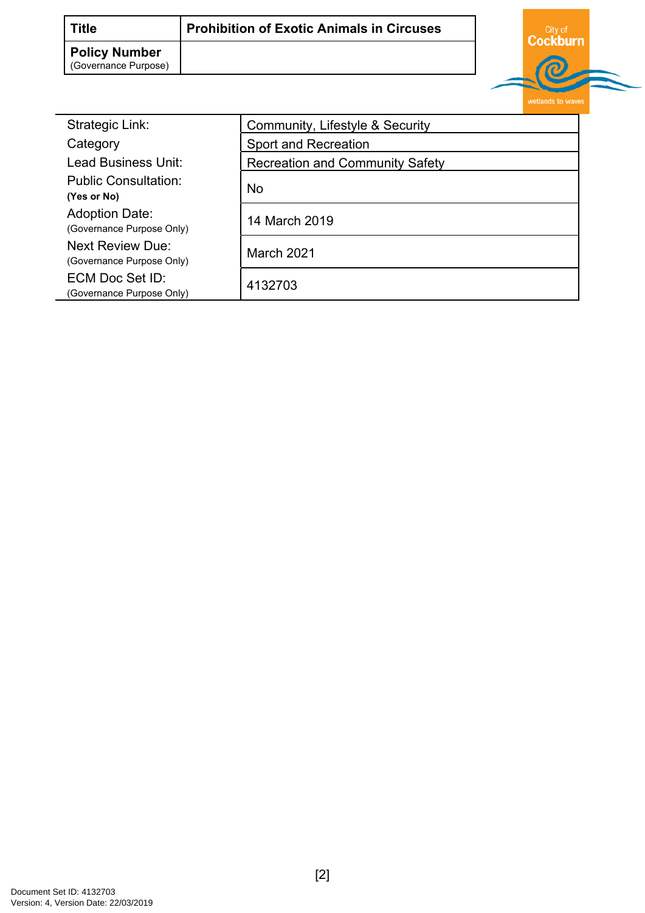| | |
|---|---|
| **Title** | **Prohibition of Exotic Animals in Circuses** |
| **Policy Number** (Governance Purpose) | |

| | |
|---|---|
| Strategic Link: | Community, Lifestyle & Security |
| Category | Sport and Recreation |
| Lead Business Unit: | Recreation and Community Safety |
| Public Consultation: **(Yes or No)** | No |
| Adoption Date: (Governance Purpose Only) | 14 March 2019 |
| Next Review Due: (Governance Purpose Only) | March 2021 |
| ECM Doc Set ID: (Governance Purpose Only) | 4132703 |

Document Set ID: 4132703
Version: 4, Version Date: 22/03/2019